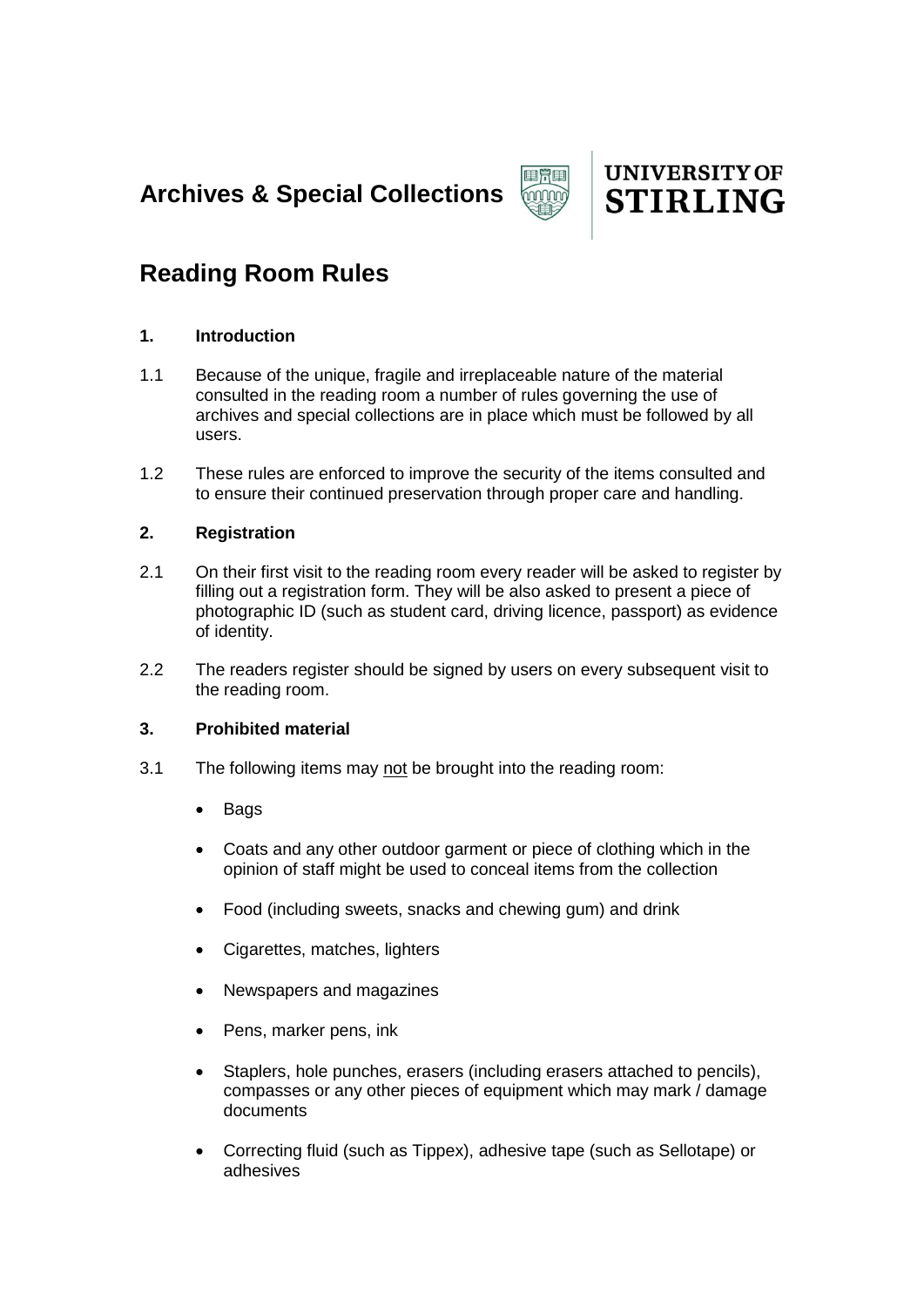# Archives & Special Collections

UNIVERSITY OF STIRLING

## Reading Room Rules

### 1. Introduction

1.1 Because of the unique, fragile and irreplaceable nature of the material consulted in the reading room a number of rules governing the use of archives and special collections are in place which must be followed by all users.

1.2 These rules are enforced to improve the security of the items consulted and to ensure their continued preservation through proper care and handling.

### 2. Registration

2.1 On their first visit to the reading room every reader will be asked to register by filling out a registration form. They will be also asked to present a piece of photographic ID (such as student card, driving licence, passport) as evidence of identity.

2.2 The readers register should be signed by users on every subsequent visit to the reading room.

### 3. Prohibited material

3.1 The following items may <u>not</u> be brought into the reading room:

- Bags
- Coats and any other outdoor garment or piece of clothing which in the opinion of staff might be used to conceal items from the collection
- Food (including sweets, snacks and chewing gum) and drink
- Cigarettes, matches, lighters
- Newspapers and magazines
- Pens, marker pens, ink
- Staplers, hole punches, erasers (including erasers attached to pencils), compasses or any other pieces of equipment which may mark / damage documents
- Correcting fluid (such as Tippex), adhesive tape (such as Sellotape) or adhesives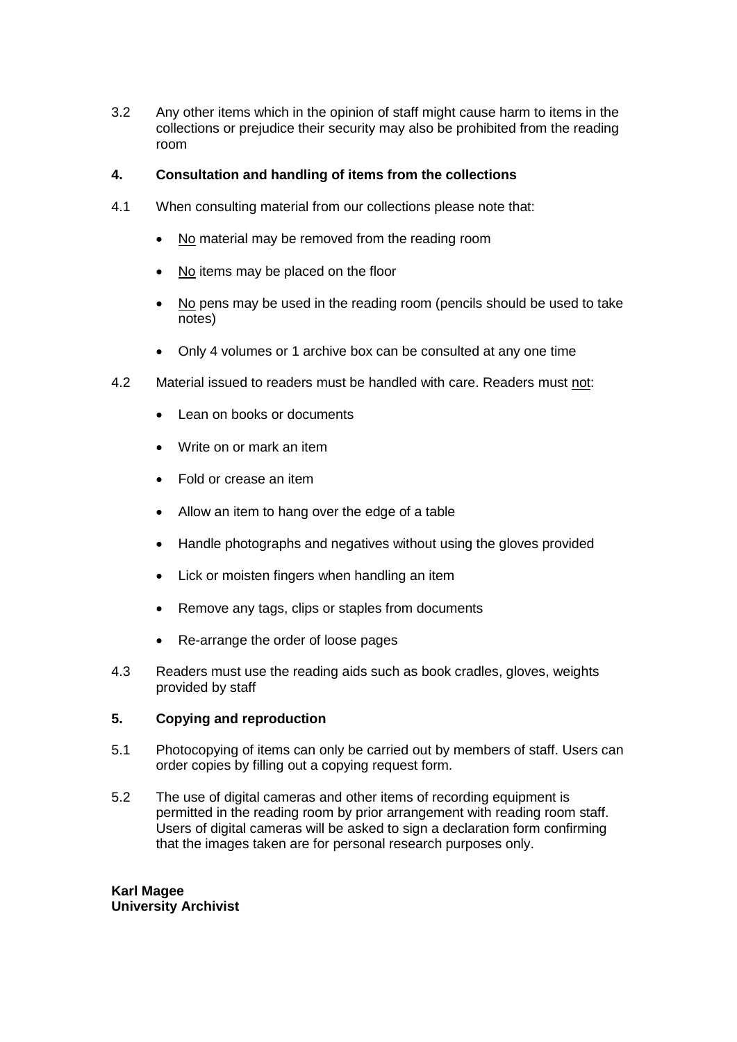3.2 Any other items which in the opinion of staff might cause harm to items in the collections or prejudice their security may also be prohibited from the reading room

## 4. Consultation and handling of items from the collections

4.1 When consulting material from our collections please note that:

- <u>No</u> material may be removed from the reading room
- <u>No</u> items may be placed on the floor
- <u>No</u> pens may be used in the reading room (pencils should be used to take notes)
- Only 4 volumes or 1 archive box can be consulted at any one time

4.2 Material issued to readers must be handled with care. Readers must <u>not</u>:

- Lean on books or documents
- Write on or mark an item
- Fold or crease an item
- Allow an item to hang over the edge of a table
- Handle photographs and negatives without using the gloves provided
- Lick or moisten fingers when handling an item
- Remove any tags, clips or staples from documents
- Re-arrange the order of loose pages

4.3 Readers must use the reading aids such as book cradles, gloves, weights provided by staff

## 5. Copying and reproduction

5.1 Photocopying of items can only be carried out by members of staff. Users can order copies by filling out a copying request form.

5.2 The use of digital cameras and other items of recording equipment is permitted in the reading room by prior arrangement with reading room staff. Users of digital cameras will be asked to sign a declaration form confirming that the images taken are for personal research purposes only.

**Karl Magee**
**University Archivist**